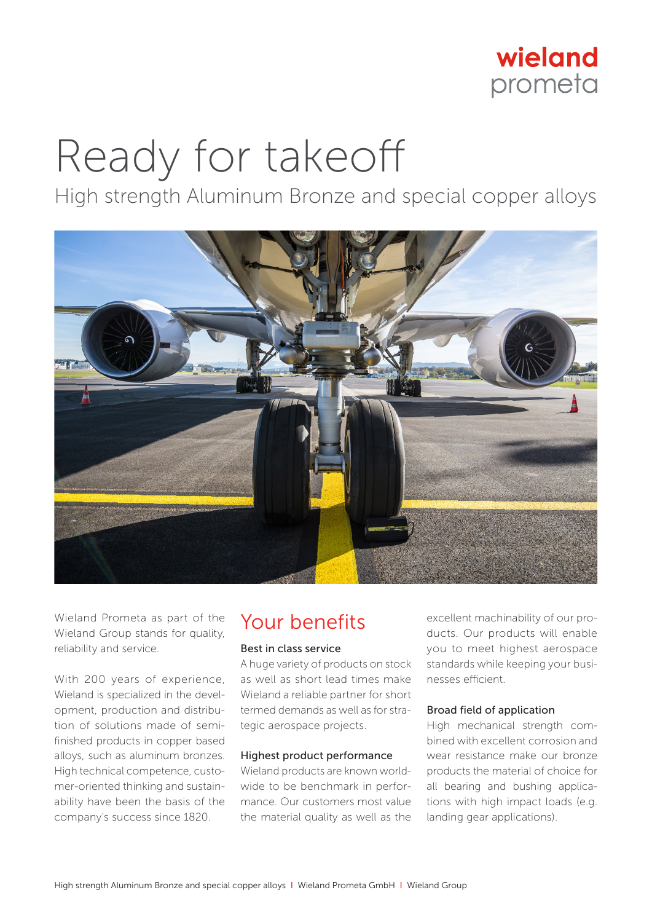wieland prometa

# Ready for takeoff

High strength Aluminum Bronze and special copper alloys

Wieland Prometa as part of the Wieland Group stands for quality, reliability and service.

With 200 years of experience, Wieland is specialized in the development, production and distribution of solutions made of semi-finished products in copper based alloys, such as aluminum bronzes. High technical competence, customer-oriented thinking and sustainability have been the basis of the company's success since 1820.

## Your benefits

### Best in class service

A huge variety of products on stock as well as short lead times make Wieland a reliable partner for short termed demands as well as for strategic aerospace projects.

### Highest product performance

Wieland products are known worldwide to be benchmark in performance. Our customers most value the material quality as well as the excellent machinability of our products. Our products will enable you to meet highest aerospace standards while keeping your businesses efficient.

### Broad field of application

High mechanical strength combined with excellent corrosion and wear resistance make our bronze products the material of choice for all bearing and bushing applications with high impact loads (e.g. landing gear applications).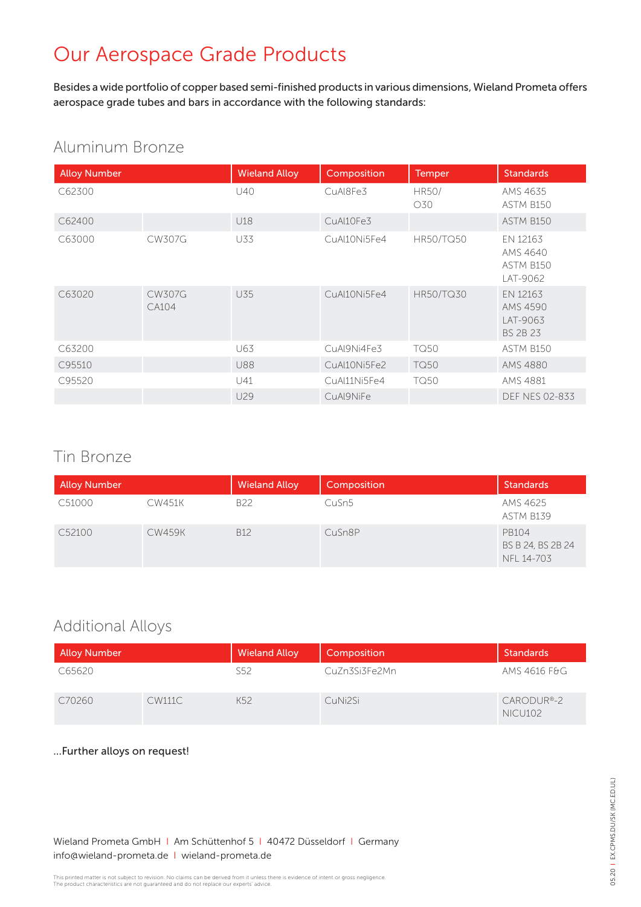# Our Aerospace Grade Products

Besides a wide portfolio of copper based semi-finished products in various dimensions, Wieland Prometa offers aerospace grade tubes and bars in accordance with the following standards:

## Aluminum Bronze

| Alloy Number | | Wieland Alloy | Composition | Temper | Standards |
|---|---|---|---|---|---|
| C62300 | | U40 | CuAl8Fe3 | HR50/ O30 | AMS 4635 ASTM B150 |
| C62400 | | U18 | CuAl10Fe3 | | ASTM B150 |
| C63000 | CW307G | U33 | CuAl10Ni5Fe4 | HR50/TQ50 | EN 12163 AMS 4640 ASTM B150 LAT-9062 |
| C63020 | CW307G CA104 | U35 | CuAl10Ni5Fe4 | HR50/TQ30 | EN 12163 AMS 4590 LAT-9063 BS 2B 23 |
| C63200 | | U63 | CuAl9Ni4Fe3 | TQ50 | ASTM B150 |
| C95510 | | U88 | CuAl10Ni5Fe2 | TQ50 | AMS 4880 |
| C95520 | | U41 | CuAl11Ni5Fe4 | TQ50 | AMS 4881 |
| | | U29 | CuAl9NiFe | | DEF NES 02-833 |

## Tin Bronze

| Alloy Number | | Wieland Alloy | Composition | Standards |
|---|---|---|---|---|
| C51000 | CW451K | B22 | CuSn5 | AMS 4625 ASTM B139 |
| C52100 | CW459K | B12 | CuSn8P | PB104 BS B 24, BS 2B 24 NFL 14-703 |

## Additional Alloys

| Alloy Number | | Wieland Alloy | Composition | Standards |
|---|---|---|---|---|
| C65620 | | S52 | CuZn3Si3Fe2Mn | AMS 4616 F&G |
| C70260 | CW111C | K52 | CuNi2Si | CARODUR®-2 NICU102 |

...Further alloys on request!

Wieland Prometa GmbH | Am Schüttenhof 5 | 40472 Düsseldorf | Germany
info@wieland-prometa.de | wieland-prometa.de

This printed matter is not subject to revision. No claims can be derived from it unless there is evidence of intent or gross negligence.
The product characteristics are not guaranteed and do not replace our experts' advice.

05.20 | EX.CPMS.DU/SK (MC.ED.UL)